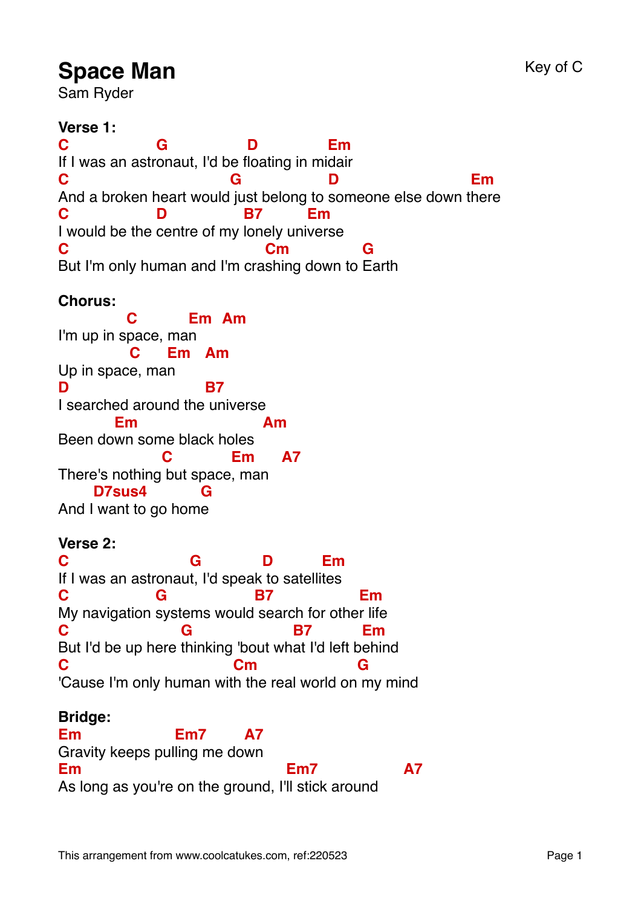# Space Man

Sam Ryder

Key of C

**Verse 1:**

```
C                G                 D              Em
If I was an astronaut, I'd be floating in midair
C                            G                   D                             Em
And a broken heart would just belong to someone else down there
C                D                  B7          Em
I would be the centre of my lonely universe
C                                              Cm                 G
But I'm only human and I'm crashing down to Earth
```

**Chorus:**

```
               C            Em   Am
I'm up in space, man
                C      Em    Am
Up in space, man
D                                   B7
I searched around the universe
            Em                          Am
Been down some black holes
                     C              Em       A7
There's nothing but space, man
        D7sus4          G
And I want to go home
```

**Verse 2:**

```
C                               G              D           Em
If I was an astronaut, I'd speak to satellites
C                    G                     B7                  Em
My navigation systems would search for other life
C                            G                      B7            Em
But I'd be up here thinking 'bout what I'd left behind
C                                       Cm                          G
'Cause I'm only human with the real world on my mind
```

**Bridge:**

```
Em                      Em7          A7
Gravity keeps pulling me down
Em                                              Em7                    A7
As long as you're on the ground, I'll stick around
```

This arrangement from www.coolcatukes.com, ref:220523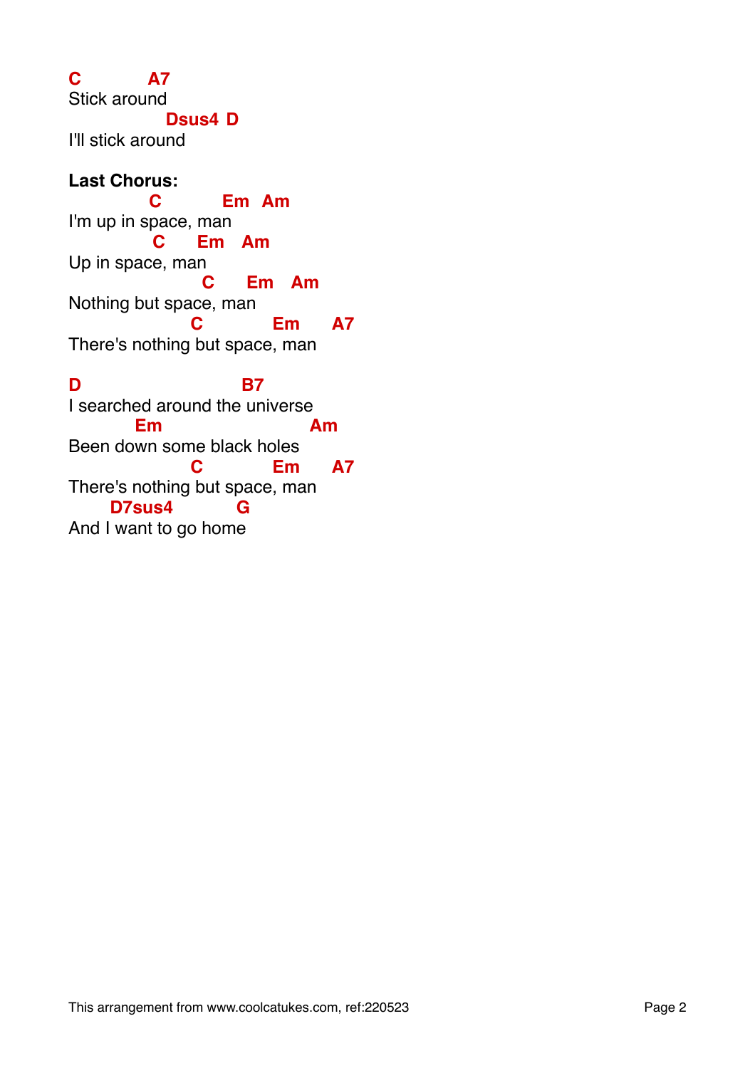```
C          A7
Stick around
             Dsus4 D
I'll stick around
```

**Last Chorus:**

```
          C        Em  Am
I'm up in space, man
           C     Em   Am
Up in space, man
                 C     Em   Am
Nothing but space, man
                C          Em      A7
There's nothing but space, man

D                      B7
I searched around the universe
        Em                    Am
Been down some black holes
                C          Em      A7
There's nothing but space, man
     D7sus4        G
And I want to go home
```

This arrangement from www.coolcatukes.com, ref:220523